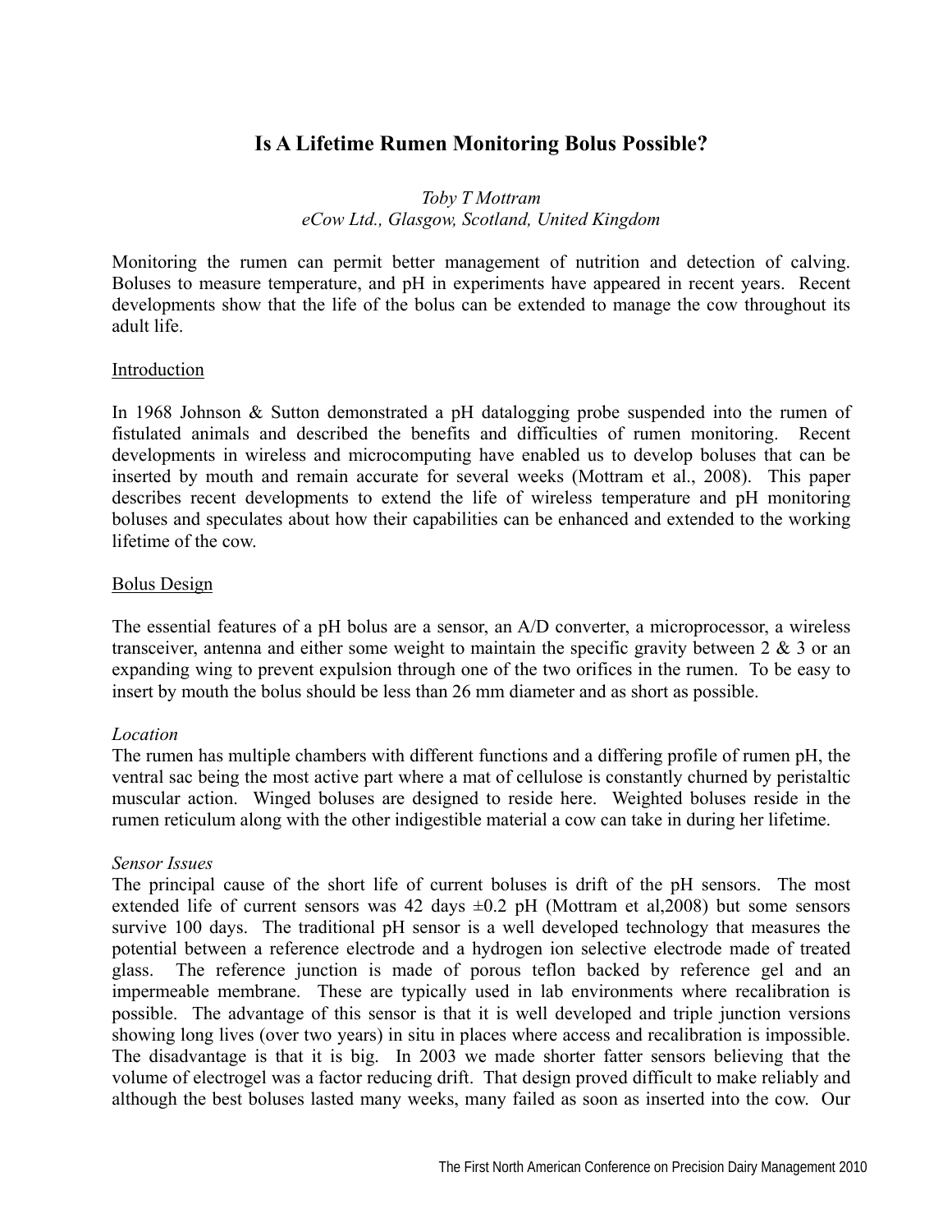# Is A Lifetime Rumen Monitoring Bolus Possible?

*Toby T Mottram*
*eCow Ltd., Glasgow, Scotland, United Kingdom*

Monitoring the rumen can permit better management of nutrition and detection of calving. Boluses to measure temperature, and pH in experiments have appeared in recent years. Recent developments show that the life of the bolus can be extended to manage the cow throughout its adult life.

## Introduction

In 1968 Johnson & Sutton demonstrated a pH datalogging probe suspended into the rumen of fistulated animals and described the benefits and difficulties of rumen monitoring. Recent developments in wireless and microcomputing have enabled us to develop boluses that can be inserted by mouth and remain accurate for several weeks (Mottram et al., 2008). This paper describes recent developments to extend the life of wireless temperature and pH monitoring boluses and speculates about how their capabilities can be enhanced and extended to the working lifetime of the cow.

## Bolus Design

The essential features of a pH bolus are a sensor, an A/D converter, a microprocessor, a wireless transceiver, antenna and either some weight to maintain the specific gravity between 2 & 3 or an expanding wing to prevent expulsion through one of the two orifices in the rumen. To be easy to insert by mouth the bolus should be less than 26 mm diameter and as short as possible.

### *Location*

The rumen has multiple chambers with different functions and a differing profile of rumen pH, the ventral sac being the most active part where a mat of cellulose is constantly churned by peristaltic muscular action. Winged boluses are designed to reside here. Weighted boluses reside in the rumen reticulum along with the other indigestible material a cow can take in during her lifetime.

### *Sensor Issues*

The principal cause of the short life of current boluses is drift of the pH sensors. The most extended life of current sensors was 42 days ±0.2 pH (Mottram et al,2008) but some sensors survive 100 days. The traditional pH sensor is a well developed technology that measures the potential between a reference electrode and a hydrogen ion selective electrode made of treated glass. The reference junction is made of porous teflon backed by reference gel and an impermeable membrane. These are typically used in lab environments where recalibration is possible. The advantage of this sensor is that it is well developed and triple junction versions showing long lives (over two years) in situ in places where access and recalibration is impossible. The disadvantage is that it is big. In 2003 we made shorter fatter sensors believing that the volume of electrogel was a factor reducing drift. That design proved difficult to make reliably and although the best boluses lasted many weeks, many failed as soon as inserted into the cow. Our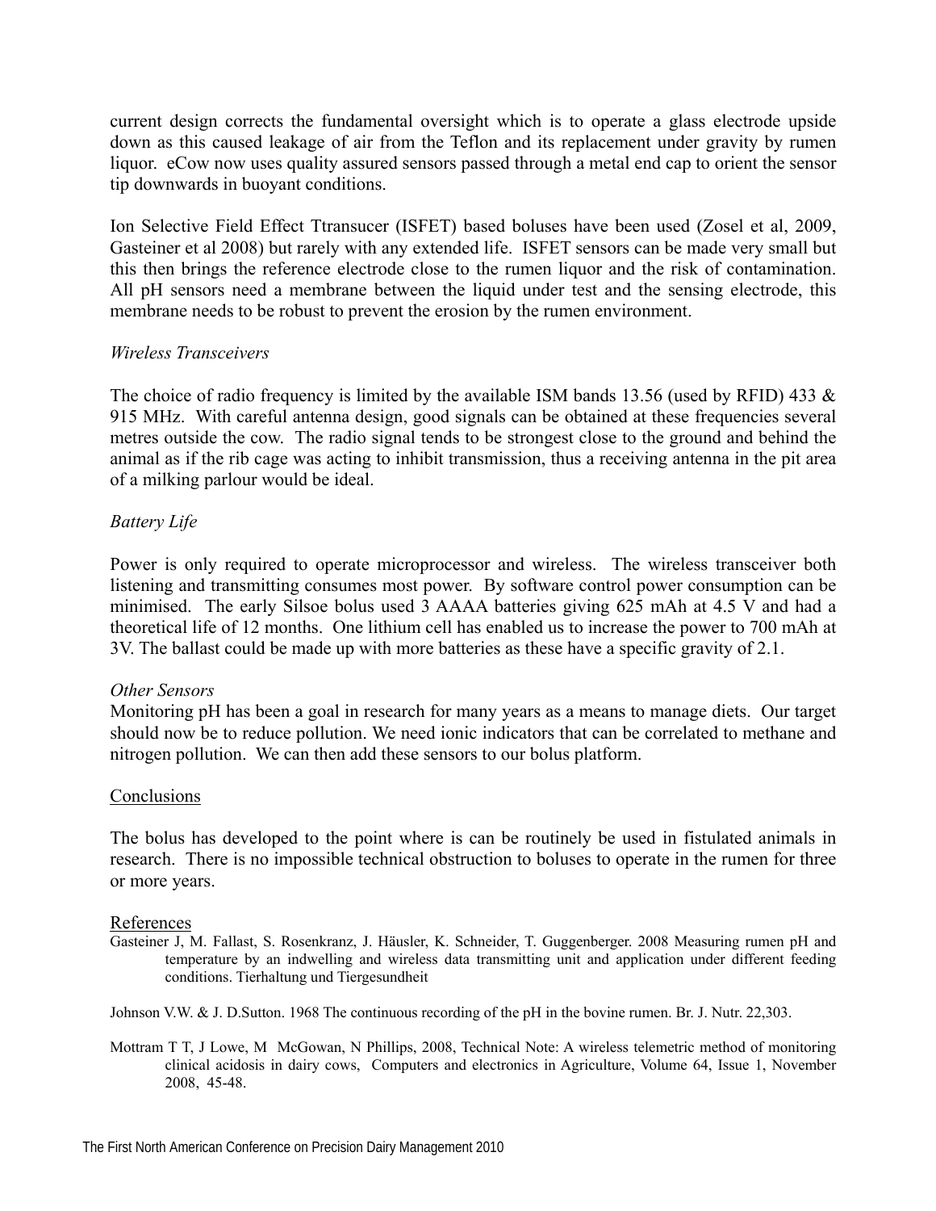current design corrects the fundamental oversight which is to operate a glass electrode upside down as this caused leakage of air from the Teflon and its replacement under gravity by rumen liquor. eCow now uses quality assured sensors passed through a metal end cap to orient the sensor tip downwards in buoyant conditions.

Ion Selective Field Effect Ttransucer (ISFET) based boluses have been used (Zosel et al, 2009, Gasteiner et al 2008) but rarely with any extended life. ISFET sensors can be made very small but this then brings the reference electrode close to the rumen liquor and the risk of contamination. All pH sensors need a membrane between the liquid under test and the sensing electrode, this membrane needs to be robust to prevent the erosion by the rumen environment.

*Wireless Transceivers*

The choice of radio frequency is limited by the available ISM bands 13.56 (used by RFID) 433 & 915 MHz. With careful antenna design, good signals can be obtained at these frequencies several metres outside the cow. The radio signal tends to be strongest close to the ground and behind the animal as if the rib cage was acting to inhibit transmission, thus a receiving antenna in the pit area of a milking parlour would be ideal.

*Battery Life*

Power is only required to operate microprocessor and wireless. The wireless transceiver both listening and transmitting consumes most power. By software control power consumption can be minimised. The early Silsoe bolus used 3 AAAA batteries giving 625 mAh at 4.5 V and had a theoretical life of 12 months. One lithium cell has enabled us to increase the power to 700 mAh at 3V. The ballast could be made up with more batteries as these have a specific gravity of 2.1.

*Other Sensors*

Monitoring pH has been a goal in research for many years as a means to manage diets. Our target should now be to reduce pollution. We need ionic indicators that can be correlated to methane and nitrogen pollution. We can then add these sensors to our bolus platform.

## Conclusions

The bolus has developed to the point where is can be routinely be used in fistulated animals in research. There is no impossible technical obstruction to boluses to operate in the rumen for three or more years.

## References

Gasteiner J, M. Fallast, S. Rosenkranz, J. Häusler, K. Schneider, T. Guggenberger. 2008 Measuring rumen pH and temperature by an indwelling and wireless data transmitting unit and application under different feeding conditions. Tierhaltung und Tiergesundheit

Johnson V.W. & J. D.Sutton. 1968 The continuous recording of the pH in the bovine rumen. Br. J. Nutr. 22,303.

Mottram T T, J Lowe, M McGowan, N Phillips, 2008, Technical Note: A wireless telemetric method of monitoring clinical acidosis in dairy cows, Computers and electronics in Agriculture, Volume 64, Issue 1, November 2008, 45-48.